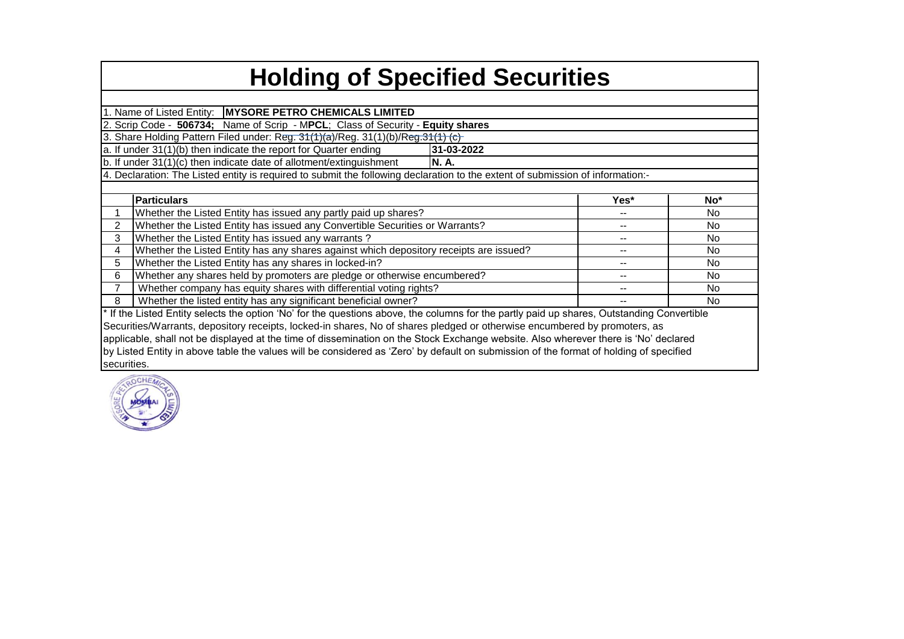# Holding of Specified Securities

1. Name of Listed Entity: **MYSORE PETRO CHEMICALS LIMITED**

2. Scrip Code - **506734;** Name of Scrip - M**PCL**; Class of Security - **Equity shares**

3. Share Holding Pattern Filed under: ~~Reg. 31(1)(a)~~/Reg. 31(1)(b)/~~Reg.31(1) (c)~~

a. If under 31(1)(b) then indicate the report for Quarter ending **31-03-2022**

b. If under 31(1)(c) then indicate date of allotment/extinguishment **N. A.**

4. Declaration: The Listed entity is required to submit the following declaration to the extent of submission of information:-

| | **Particulars** | **Yes*** | **No*** |
|---|---|---|---|
| 1 | Whether the Listed Entity has issued any partly paid up shares? | -- | No |
| 2 | Whether the Listed Entity has issued any Convertible Securities or Warrants? | -- | No |
| 3 | Whether the Listed Entity has issued any warrants ? | -- | No |
| 4 | Whether the Listed Entity has any shares against which depository receipts are issued? | -- | No |
| 5 | Whether the Listed Entity has any shares in locked-in? | -- | No |
| 6 | Whether any shares held by promoters are pledge or otherwise encumbered? | -- | No |
| 7 | Whether company has equity shares with differential voting rights? | -- | No |
| 8 | Whether the listed entity has any significant beneficial owner? | -- | No |

* If the Listed Entity selects the option 'No' for the questions above, the columns for the partly paid up shares, Outstanding Convertible Securities/Warrants, depository receipts, locked-in shares, No of shares pledged or otherwise encumbered by promoters, as applicable, shall not be displayed at the time of dissemination on the Stock Exchange website. Also wherever there is 'No' declared by Listed Entity in above table the values will be considered as 'Zero' by default on submission of the format of holding of specified securities.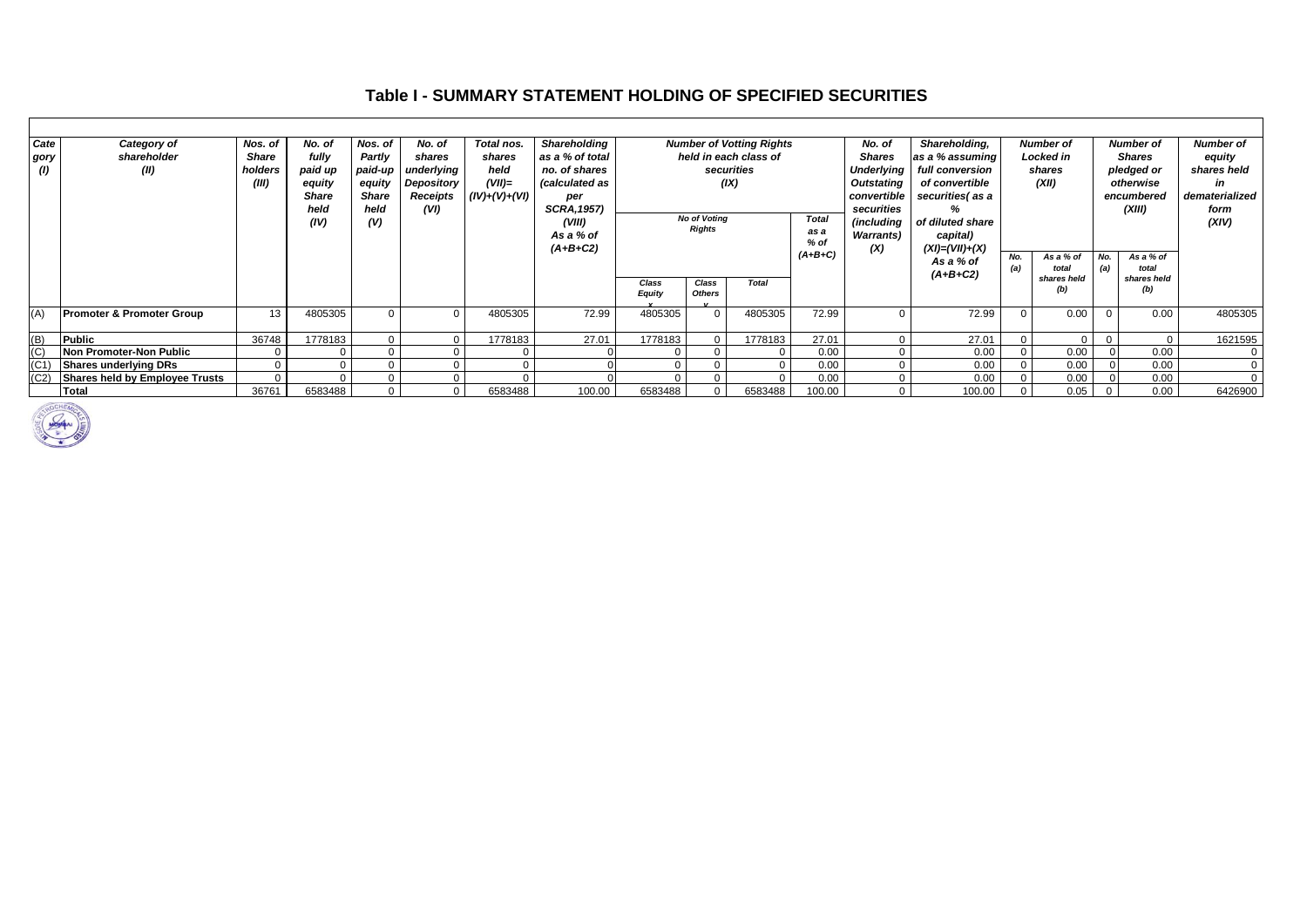# Table I - SUMMARY STATEMENT HOLDING OF SPECIFIED SECURITIES

| Category (I) | Category of shareholder (II) | Nos. of Share holders (III) | No. of fully paid up equity Share held (IV) | No. of Partly paid-up equity Share held (V) | No. of shares underlying Depository Receipts (VI) | Total nos. shares held (VII)= (IV)+(V)+(VI) | Shareholding as a % of total no. of shares (calculated as per SCRA,1957) (VIII) As a % of (A+B+C2) | Number of Votting Rights held in each class of securities (IX) | | | | No. of Shares Underlying Outstating convertible securities (including Warrants) (X) | Shareholding, as a % assuming full conversion of convertible securities( as a % of diluted share capital) (XI)=(VII)+(X) As a % of (A+B+C2) | Number of Locked in shares (XII) | | Number of Shares pledged or otherwise encumbered (XIII) | | Number of equity shares held in dematerialized form (XIV) |
|---|---|---|---|---|---|---|---|---|---|---|---|---|---|---|---|---|---|---|
| | | | | | | | | No of Voting Rights | | | Total as a % of (A+B+C) | | | No. (a) | As a % of total shares held (b) | No. (a) | As a % of total shares held (b) | |
| | | | | | | | | Class Equity x | Class Others y | Total | | | | | | | | |
| (A) | **Promoter & Promoter Group** | 13 | 4805305 | 0 | 0 | 4805305 | 72.99 | 4805305 | 0 | 4805305 | 72.99 | 0 | 72.99 | 0 | 0.00 | 0 | 0.00 | 4805305 |
| (B) | **Public** | 36748 | 1778183 | 0 | 0 | 1778183 | 27.01 | 1778183 | 0 | 1778183 | 27.01 | 0 | 27.01 | 0 | 0 | 0 | 0 | 1621595 |
| (C) | **Non Promoter-Non Public** | 0 | 0 | 0 | 0 | 0 | 0 | 0 | 0 | 0 | 0.00 | 0 | 0.00 | 0 | 0.00 | 0 | 0.00 | 0 |
| (C1) | **Shares underlying DRs** | 0 | 0 | 0 | 0 | 0 | 0 | 0 | 0 | 0 | 0.00 | 0 | 0.00 | 0 | 0.00 | 0 | 0.00 | 0 |
| (C2) | **Shares held by Employee Trusts** | 0 | 0 | 0 | 0 | 0 | 0 | 0 | 0 | 0 | 0.00 | 0 | 0.00 | 0 | 0.00 | 0 | 0.00 | 0 |
| | **Total** | 36761 | 6583488 | 0 | 0 | 6583488 | 100.00 | 6583488 | 0 | 6583488 | 100.00 | 0 | 100.00 | 0 | 0.05 | 0 | 0.00 | 6426900 |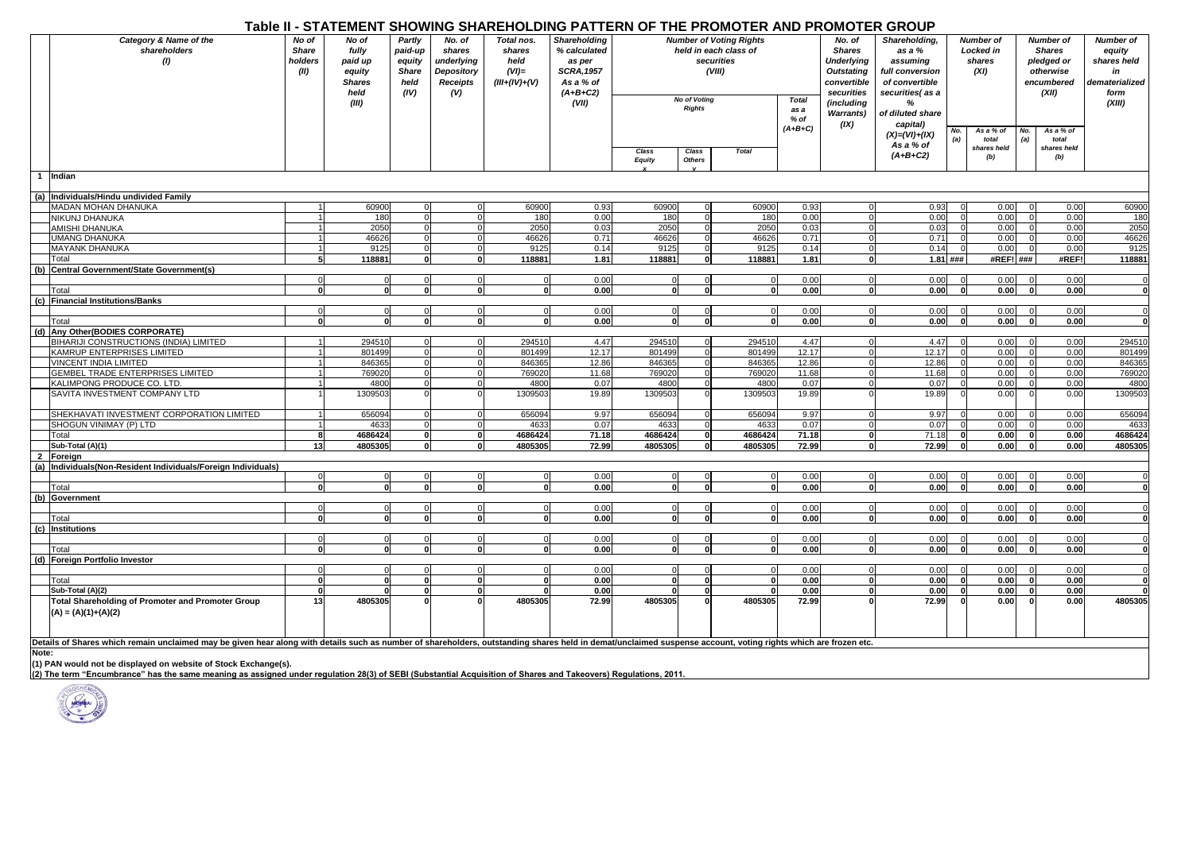# Table II - STATEMENT SHOWING SHAREHOLDING PATTERN OF THE PROMOTER AND PROMOTER GROUP

| | Category & Name of the shareholders (I) | No of Share holders (II) | No of fully paid up equity Shares held (III) | Partly paid-up equity Share held (IV) | No. of shares underlying Depository Receipts (V) | Total nos. shares held (VI)= (III+(IV)+(V) | Shareholding % calculated as per SCRA,1957 As a % of (A+B+C2) (VII) | Number of Voting Rights held in each class of securities (VIII) | | | | No. of Shares Underlying Outstating convertible securities (including Warrants) (IX) | Shareholding, as a % assuming full conversion of convertible securities( as a % of diluted share capital) (X)=(VI)+(IX) As a % of (A+B+C2) | Number of Locked in shares (XI) | | Number of Shares pledged or otherwise encumbered (XII) | | Number of equity shares held in dematerialized form (XIII) |
|---|---|---|---|---|---|---|---|---|---|---|---|---|---|---|---|---|---|---|
| | | | | | | | | No of Voting Rights | | | Total as a % of (A+B+C) | | | No. (a) | As a % of total shares held (b) | No. (a) | As a % of total shares held (b) | |
| | | | | | | | | Class Equity x | Class Others y | Total | | | | | | | | |
| 1 | Indian | | | | | | | | | | | | | | | | | |
| (a) | Individuals/Hindu undivided Family | | | | | | | | | | | | | | | | | |
| | MADAN MOHAN DHANUKA | 1 | 60900 | 0 | 0 | 60900 | 0.93 | 60900 | 0 | 60900 | 0.93 | 0 | 0.93 | 0 | 0.00 | 0 | 0.00 | 60900 |
| | NIKUNJ DHANUKA | 1 | 180 | 0 | 0 | 180 | 0.00 | 180 | 0 | 180 | 0.00 | 0 | 0.00 | 0 | 0.00 | 0 | 0.00 | 180 |
| | AMISHI DHANUKA | 1 | 2050 | 0 | 0 | 2050 | 0.03 | 2050 | 0 | 2050 | 0.03 | 0 | 0.03 | 0 | 0.00 | 0 | 0.00 | 2050 |
| | UMANG DHANUKA | 1 | 46626 | 0 | 0 | 46626 | 0.71 | 46626 | 0 | 46626 | 0.71 | 0 | 0.71 | 0 | 0.00 | 0 | 0.00 | 46626 |
| | MAYANK DHANUKA | 1 | 9125 | 0 | 0 | 9125 | 0.14 | 9125 | 0 | 9125 | 0.14 | 0 | 0.14 | 0 | 0.00 | 0 | 0.00 | 9125 |
| | Total | 5 | 118881 | 0 | 0 | 118881 | 1.81 | 118881 | 0 | 118881 | 1.81 | 0 | 1.81 | ### | #REF! | ### | #REF! | 118881 |
| (b) | Central Government/State Government(s) | | | | | | | | | | | | | | | | | |
| | | 0 | 0 | 0 | 0 | 0 | 0.00 | 0 | 0 | 0 | 0.00 | 0 | 0.00 | 0 | 0.00 | 0 | 0.00 | 0 |
| | Total | 0 | 0 | 0 | 0 | 0 | 0.00 | 0 | 0 | 0 | 0.00 | 0 | 0.00 | 0 | 0.00 | 0 | 0.00 | 0 |
| (c) | Financial Institutions/Banks | | | | | | | | | | | | | | | | | |
| | | 0 | 0 | 0 | 0 | 0 | 0.00 | 0 | 0 | 0 | 0.00 | 0 | 0.00 | 0 | 0.00 | 0 | 0.00 | 0 |
| | Total | 0 | 0 | 0 | 0 | 0 | 0.00 | 0 | 0 | 0 | 0.00 | 0 | 0.00 | 0 | 0.00 | 0 | 0.00 | 0 |
| (d) | Any Other(BODIES CORPORATE) | | | | | | | | | | | | | | | | | |
| | BIHARIJI CONSTRUCTIONS (INDIA) LIMITED | 1 | 294510 | 0 | 0 | 294510 | 4.47 | 294510 | 0 | 294510 | 4.47 | 0 | 4.47 | 0 | 0.00 | 0 | 0.00 | 294510 |
| | KAMRUP ENTERPRISES LIMITED | 1 | 801499 | 0 | 0 | 801499 | 12.17 | 801499 | 0 | 801499 | 12.17 | 0 | 12.17 | 0 | 0.00 | 0 | 0.00 | 801499 |
| | VINCENT INDIA LIMITED | 1 | 846365 | 0 | 0 | 846365 | 12.86 | 846365 | 0 | 846365 | 12.86 | 0 | 12.86 | 0 | 0.00 | 0 | 0.00 | 846365 |
| | GEMBEL TRADE ENTERPRISES LIMITED | 1 | 769020 | 0 | 0 | 769020 | 11.68 | 769020 | 0 | 769020 | 11.68 | 0 | 11.68 | 0 | 0.00 | 0 | 0.00 | 769020 |
| | KALIMPONG PRODUCE CO. LTD. | 1 | 4800 | 0 | 0 | 4800 | 0.07 | 4800 | 0 | 4800 | 0.07 | 0 | 0.07 | 0 | 0.00 | 0 | 0.00 | 4800 |
| | SAVITA INVESTMENT COMPANY LTD | 1 | 1309503 | 0 | 0 | 1309503 | 19.89 | 1309503 | 0 | 1309503 | 19.89 | 0 | 19.89 | 0 | 0.00 | 0 | 0.00 | 1309503 |
| | SHEKHAVATI INVESTMENT CORPORATION LIMITED | 1 | 656094 | 0 | 0 | 656094 | 9.97 | 656094 | 0 | 656094 | 9.97 | 0 | 9.97 | 0 | 0.00 | 0 | 0.00 | 656094 |
| | SHOGUN VINIMAY (P) LTD | 1 | 4633 | 0 | 0 | 4633 | 0.07 | 4633 | 0 | 4633 | 0.07 | 0 | 0.07 | 0 | 0.00 | 0 | 0.00 | 4633 |
| | Total | 8 | 4686424 | 0 | 0 | 4686424 | 71.18 | 4686424 | 0 | 4686424 | 71.18 | 0 | 71.18 | 0 | 0.00 | 0 | 0.00 | 4686424 |
| | Sub-Total (A)(1) | 13 | 4805305 | 0 | 0 | 4805305 | 72.99 | 4805305 | 0 | 4805305 | 72.99 | 0 | 72.99 | 0 | 0.00 | 0 | 0.00 | 4805305 |
| 2 | Foreign | | | | | | | | | | | | | | | | | |
| (a) | Individuals(Non-Resident Individuals/Foreign Individuals) | | | | | | | | | | | | | | | | | |
| | | 0 | 0 | 0 | 0 | 0 | 0.00 | 0 | 0 | 0 | 0.00 | 0 | 0.00 | 0 | 0.00 | 0 | 0.00 | 0 |
| | Total | 0 | 0 | 0 | 0 | 0 | 0.00 | 0 | 0 | 0 | 0.00 | 0 | 0.00 | 0 | 0.00 | 0 | 0.00 | 0 |
| (b) | Government | | | | | | | | | | | | | | | | | |
| | | 0 | 0 | 0 | 0 | 0 | 0.00 | 0 | 0 | 0 | 0.00 | 0 | 0.00 | 0 | 0.00 | 0 | 0.00 | 0 |
| | Total | 0 | 0 | 0 | 0 | 0 | 0.00 | 0 | 0 | 0 | 0.00 | 0 | 0.00 | 0 | 0.00 | 0 | 0.00 | 0 |
| (c) | Institutions | | | | | | | | | | | | | | | | | |
| | | 0 | 0 | 0 | 0 | 0 | 0.00 | 0 | 0 | 0 | 0.00 | 0 | 0.00 | 0 | 0.00 | 0 | 0.00 | 0 |
| | Total | 0 | 0 | 0 | 0 | 0 | 0.00 | 0 | 0 | 0 | 0.00 | 0 | 0.00 | 0 | 0.00 | 0 | 0.00 | 0 |
| (d) | Foreign Portfolio Investor | | | | | | | | | | | | | | | | | |
| | | 0 | 0 | 0 | 0 | 0 | 0.00 | 0 | 0 | 0 | 0.00 | 0 | 0.00 | 0 | 0.00 | 0 | 0.00 | 0 |
| | Total | 0 | 0 | 0 | 0 | 0 | 0.00 | 0 | 0 | 0 | 0.00 | 0 | 0.00 | 0 | 0.00 | 0 | 0.00 | 0 |
| | Sub-Total (A)(2) | 0 | 0 | 0 | 0 | 0 | 0.00 | 0 | 0 | 0 | 0.00 | 0 | 0.00 | 0 | 0.00 | 0 | 0.00 | 0 |
| | Total Shareholding of Promoter and Promoter Group (A) = (A)(1)+(A)(2) | 13 | 4805305 | 0 | 0 | 4805305 | 72.99 | 4805305 | 0 | 4805305 | 72.99 | 0 | 72.99 | 0 | 0.00 | 0 | 0.00 | 4805305 |

**Details of Shares which remain unclaimed may be given hear along with details such as number of shareholders, outstanding shares held in demat/unclaimed suspense account, voting rights which are frozen etc.**

**Note:**

**(1) PAN would not be displayed on website of Stock Exchange(s).**

**(2) The term "Encumbrance" has the same meaning as assigned under regulation 28(3) of SEBI (Substantial Acquisition of Shares and Takeovers) Regulations, 2011.**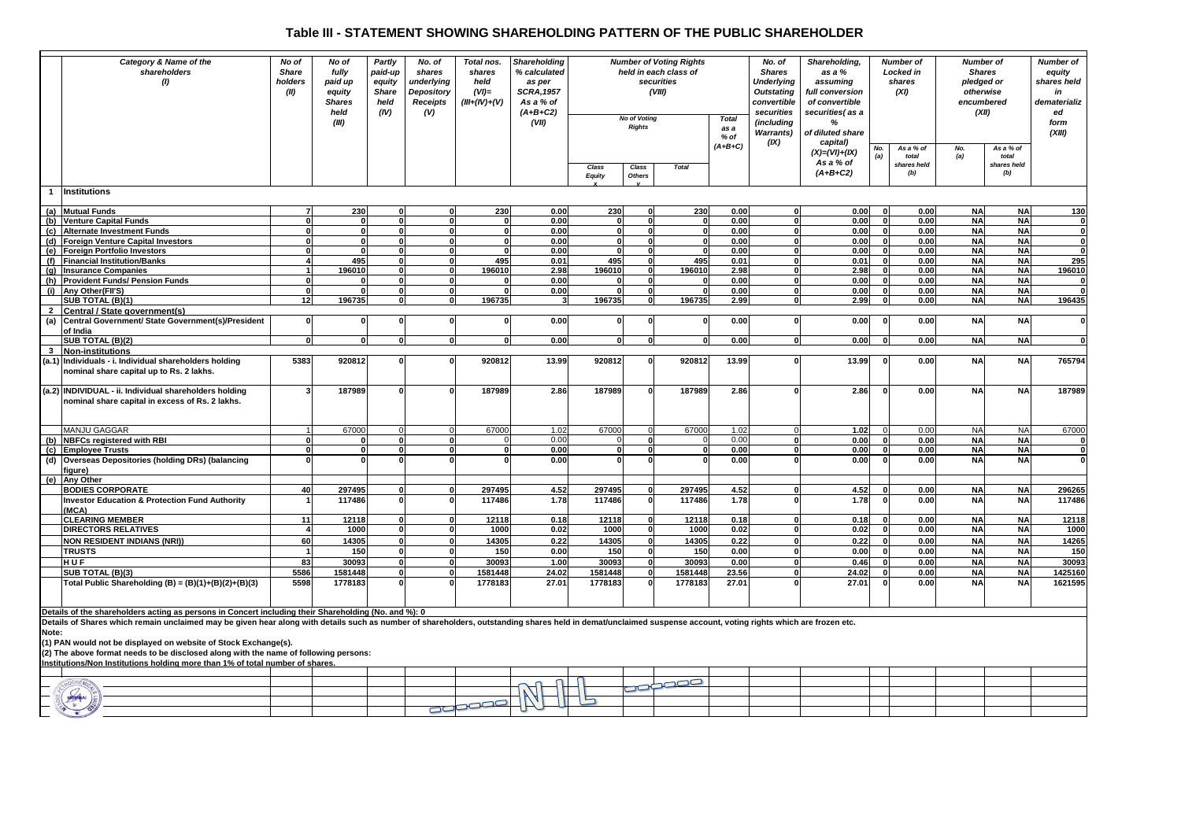# Table III - STATEMENT SHOWING SHAREHOLDING PATTERN OF THE PUBLIC SHAREHOLDER

| | Category & Name of the shareholders (I) | No of Share holders (II) | No of fully paid up equity Shares held (III) | Partly paid-up equity Share held (IV) | No. of shares underlying Depository Receipts (V) | Total nos. shares held (VI)= (III+(IV)+(V) | Shareholding % calculated as per SCRA,1957 As a % of (A+B+C2) (VII) | Number of Voting Rights held in each class of securities (VIII) | | | | No. of Shares Underlying Outstating convertible securities (including Warrants) (IX) | Shareholding, as a % assuming full conversion of convertible securities( as a % of diluted share capital) (X)=(VI)+(IX) As a % of (A+B+C2) | Number of Locked in shares (XI) | | Number of Shares pledged or otherwise encumbered (XII) | | Number of equity shares held in dematerializ ed form (XIII) |
|---|---|---|---|---|---|---|---|---|---|---|---|---|---|---|---|---|---|---|
| | | | | | | | | No of Voting Rights | | | Total as a % of (A+B+C) | | | No. (a) | As a % of total shares held (b) | No. (a) | As a % of total shares held (b) | |
| | | | | | | | | Class Equity x | Class Others y | Total | | | | | | | | |
| 1 | Institutions | | | | | | | | | | | | | | | | | |
| (a) | Mutual Funds | 7 | 230 | 0 | 0 | 230 | 0.00 | 230 | 0 | 230 | 0.00 | 0 | 0.00 | 0 | 0.00 | NA | NA | 130 |
| (b) | Venture Capital Funds | 0 | 0 | 0 | 0 | 0 | 0.00 | 0 | 0 | 0 | 0.00 | 0 | 0.00 | 0 | 0.00 | NA | NA | 0 |
| (c) | Alternate Investment Funds | 0 | 0 | 0 | 0 | 0 | 0.00 | 0 | 0 | 0 | 0.00 | 0 | 0.00 | 0 | 0.00 | NA | NA | 0 |
| (d) | Foreign Venture Capital Investors | 0 | 0 | 0 | 0 | 0 | 0.00 | 0 | 0 | 0 | 0.00 | 0 | 0.00 | 0 | 0.00 | NA | NA | 0 |
| (e) | Foreign Portfolio Investors | 0 | 0 | 0 | 0 | 0 | 0.00 | 0 | 0 | 0 | 0.00 | 0 | 0.00 | 0 | 0.00 | NA | NA | 0 |
| (f) | Financial Institution/Banks | 4 | 495 | 0 | 0 | 495 | 0.01 | 495 | 0 | 495 | 0.01 | 0 | 0.01 | 0 | 0.00 | NA | NA | 295 |
| (g) | Insurance Companies | 1 | 196010 | 0 | 0 | 196010 | 2.98 | 196010 | 0 | 196010 | 2.98 | 0 | 2.98 | 0 | 0.00 | NA | NA | 196010 |
| (h) | Provident Funds/ Pension Funds | 0 | 0 | 0 | 0 | 0 | 0.00 | 0 | 0 | 0 | 0.00 | 0 | 0.00 | 0 | 0.00 | NA | NA | 0 |
| (i) | Any Other(FII'S) | 0 | 0 | 0 | 0 | 0 | 0.00 | 0 | 0 | 0 | 0.00 | 0 | 0.00 | 0 | 0.00 | NA | NA | 0 |
| | SUB TOTAL (B)(1) | 12 | 196735 | 0 | 0 | 196735 | 3 | 196735 | 0 | 196735 | 2.99 | 0 | 2.99 | 0 | 0.00 | NA | NA | 196435 |
| 2 | Central / State government(s) | | | | | | | | | | | | | | | | | |
| (a) | Central Government/ State Government(s)/President of India | 0 | 0 | 0 | 0 | 0 | 0.00 | 0 | 0 | 0 | 0.00 | 0 | 0.00 | 0 | 0.00 | NA | NA | 0 |
| | SUB TOTAL (B)(2) | 0 | 0 | 0 | 0 | 0 | 0.00 | 0 | 0 | 0 | 0.00 | 0 | 0.00 | 0 | 0.00 | NA | NA | 0 |
| 3 | Non-institutions | | | | | | | | | | | | | | | | | |
| (a.1) | Individuals - i. Individual shareholders holding nominal share capital up to Rs. 2 lakhs. | 5383 | 920812 | 0 | 0 | 920812 | 13.99 | 920812 | 0 | 920812 | 13.99 | 0 | 13.99 | 0 | 0.00 | NA | NA | 765794 |
| (a.2) | INDIVIDUAL - ii. Individual shareholders holding nominal share capital in excess of Rs. 2 lakhs. | 3 | 187989 | 0 | 0 | 187989 | 2.86 | 187989 | 0 | 187989 | 2.86 | 0 | 2.86 | 0 | 0.00 | NA | NA | 187989 |
| | MANJU GAGGAR | 1 | 67000 | 0 | 0 | 67000 | 1.02 | 67000 | 0 | 67000 | 1.02 | 0 | 1.02 | 0 | 0.00 | NA | NA | 67000 |
| (b) | NBFCs registered with RBI | 0 | 0 | 0 | 0 | 0 | 0.00 | 0 | 0 | 0 | 0.00 | 0 | 0.00 | 0 | 0.00 | NA | NA | 0 |
| (c) | Employee Trusts | 0 | 0 | 0 | 0 | 0 | 0.00 | 0 | 0 | 0 | 0.00 | 0 | 0.00 | 0 | 0.00 | NA | NA | 0 |
| (d) | Overseas Depositories (holding DRs) (balancing figure) | 0 | 0 | 0 | 0 | 0 | 0.00 | 0 | 0 | 0 | 0.00 | 0 | 0.00 | 0 | 0.00 | NA | NA | 0 |
| (e) | Any Other | | | | | | | | | | | | | | | | | |
| | BODIES CORPORATE | 40 | 297495 | 0 | 0 | 297495 | 4.52 | 297495 | 0 | 297495 | 4.52 | 0 | 4.52 | 0 | 0.00 | NA | NA | 296265 |
| | Investor Education & Protection Fund Authority (MCA) | 1 | 117486 | 0 | 0 | 117486 | 1.78 | 117486 | 0 | 117486 | 1.78 | 0 | 1.78 | 0 | 0.00 | NA | NA | 117486 |
| | CLEARING MEMBER | 11 | 12118 | 0 | 0 | 12118 | 0.18 | 12118 | 0 | 12118 | 0.18 | 0 | 0.18 | 0 | 0.00 | NA | NA | 12118 |
| | DIRECTORS RELATIVES | 4 | 1000 | 0 | 0 | 1000 | 0.02 | 1000 | 0 | 1000 | 0.02 | 0 | 0.02 | 0 | 0.00 | NA | NA | 1000 |
| | NON RESIDENT INDIANS (NRI)) | 60 | 14305 | 0 | 0 | 14305 | 0.22 | 14305 | 0 | 14305 | 0.22 | 0 | 0.22 | 0 | 0.00 | NA | NA | 14265 |
| | TRUSTS | 1 | 150 | 0 | 0 | 150 | 0.00 | 150 | 0 | 150 | 0.00 | 0 | 0.00 | 0 | 0.00 | NA | NA | 150 |
| | H U F | 83 | 30093 | 0 | 0 | 30093 | 1.00 | 30093 | 0 | 30093 | 0.00 | 0 | 0.46 | 0 | 0.00 | NA | NA | 30093 |
| | SUB TOTAL (B)(3) | 5586 | 1581448 | 0 | 0 | 1581448 | 24.02 | 1581448 | 0 | 1581448 | 23.56 | 0 | 24.02 | 0 | 0.00 | NA | NA | 1425160 |
| | Total Public Shareholding (B) = (B)(1)+(B)(2)+(B)(3) | 5598 | 1778183 | 0 | 0 | 1778183 | 27.01 | 1778183 | 0 | 1778183 | 27.01 | 0 | 27.01 | 0 | 0.00 | NA | NA | 1621595 |

Details of the shareholders acting as persons in Concert including their Shareholding (No. and %): 0

Details of Shares which remain unclaimed may be given hear along with details such as number of shareholders, outstanding shares held in demat/unclaimed suspense account, voting rights which are frozen etc.

**Note:**

(1) PAN would not be displayed on website of Stock Exchange(s).

(2) The above format needs to be disclosed along with the name of following persons:

Institutions/Non Institutions holding more than 1% of total number of shares.

NIL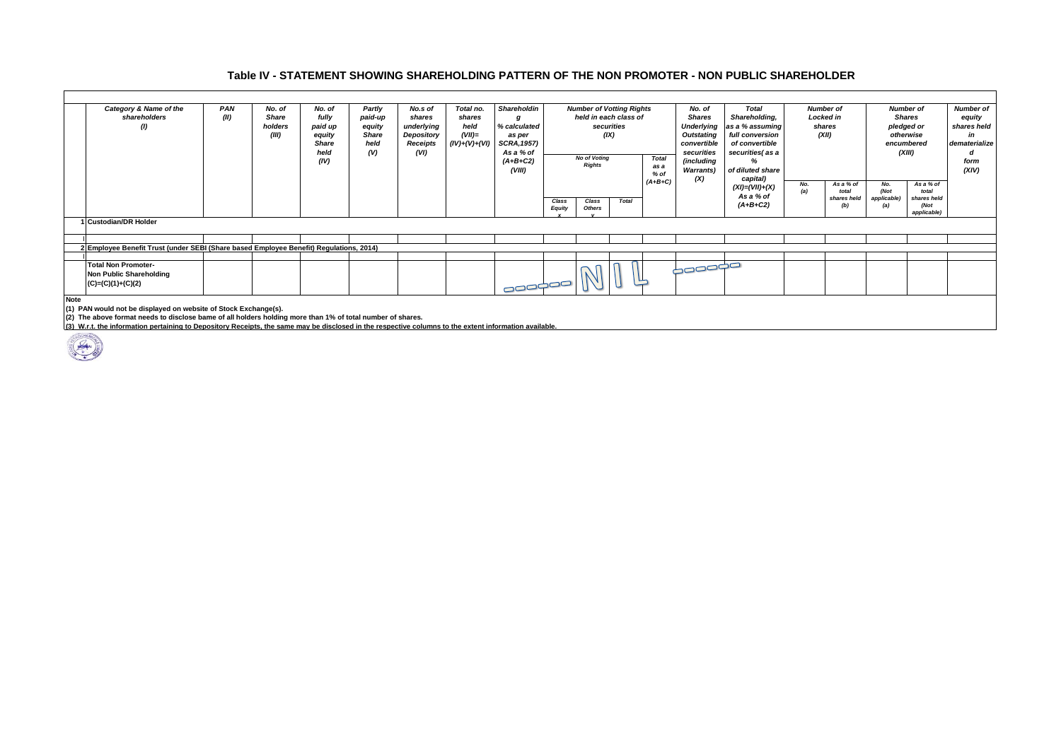# Table IV - STATEMENT SHOWING SHAREHOLDING PATTERN OF THE NON PROMOTER - NON PUBLIC SHAREHOLDER

| | Category & Name of the shareholders (I) | PAN (II) | No. of Share holders (III) | No. of fully paid up equity Share held (IV) | Partly paid-up equity Share held (V) | No.s of shares underlying Depository Receipts (VI) | Total no. shares held (VII)= (IV)+(V)+(VI) | Shareholding % calculated as per SCRA,1957) As a % of (A+B+C2) (VIII) | Number of Votting Rights held in each class of securities (IX) | | | | No. of Shares Underlying Outstating convertible securities (including Warrants) (X) | Total Shareholding, as a % assuming full conversion of convertible securities( as a % of diluted share capital) (XI)=(VII)+(X) As a % of (A+B+C2) | Number of Locked in shares (XII) | | Number of Shares pledged or otherwise encumbered (XIII) | | Number of equity shares held in dematerialized form (XIV) |
|---|---|---|---|---|---|---|---|---|---|---|---|---|---|---|---|---|---|---|---|
| | | | | | | | | | No of Voting Rights | | | Total as a % of (A+B+C) | | | No. (a) | As a % of total shares held (b) | No. (Not applicable) (a) | As a % of total shares held (Not applicable) | |
| | | | | | | | | | Class Equity x | Class Others y | Total | | | | | | | | |
| 1 | Custodian/DR Holder | | | | | | | | | | | | | | | | | | |
| | | | | | | | | | | | | | | | | | | | |
| 2 | Employee Benefit Trust (under SEBI (Share based Employee Benefit) Regulations, 2014) | | | | | | | | | | | | | | | | | | |
| | | | | | | | | | | | | | | | | | | | |
| | Total Non Promoter- Non Public Shareholding (C)=(C)(1)+(C)(2) | | | | | | | | NIL | | | | | | | | | | |

**Note**

**(1) PAN would not be displayed on website of Stock Exchange(s).**

**(2) The above format needs to disclose bame of all holders holding more than 1% of total number of shares.**

**(3) W.r.t. the information pertaining to Depository Receipts, the same may be disclosed in the respective columns to the extent information available.**